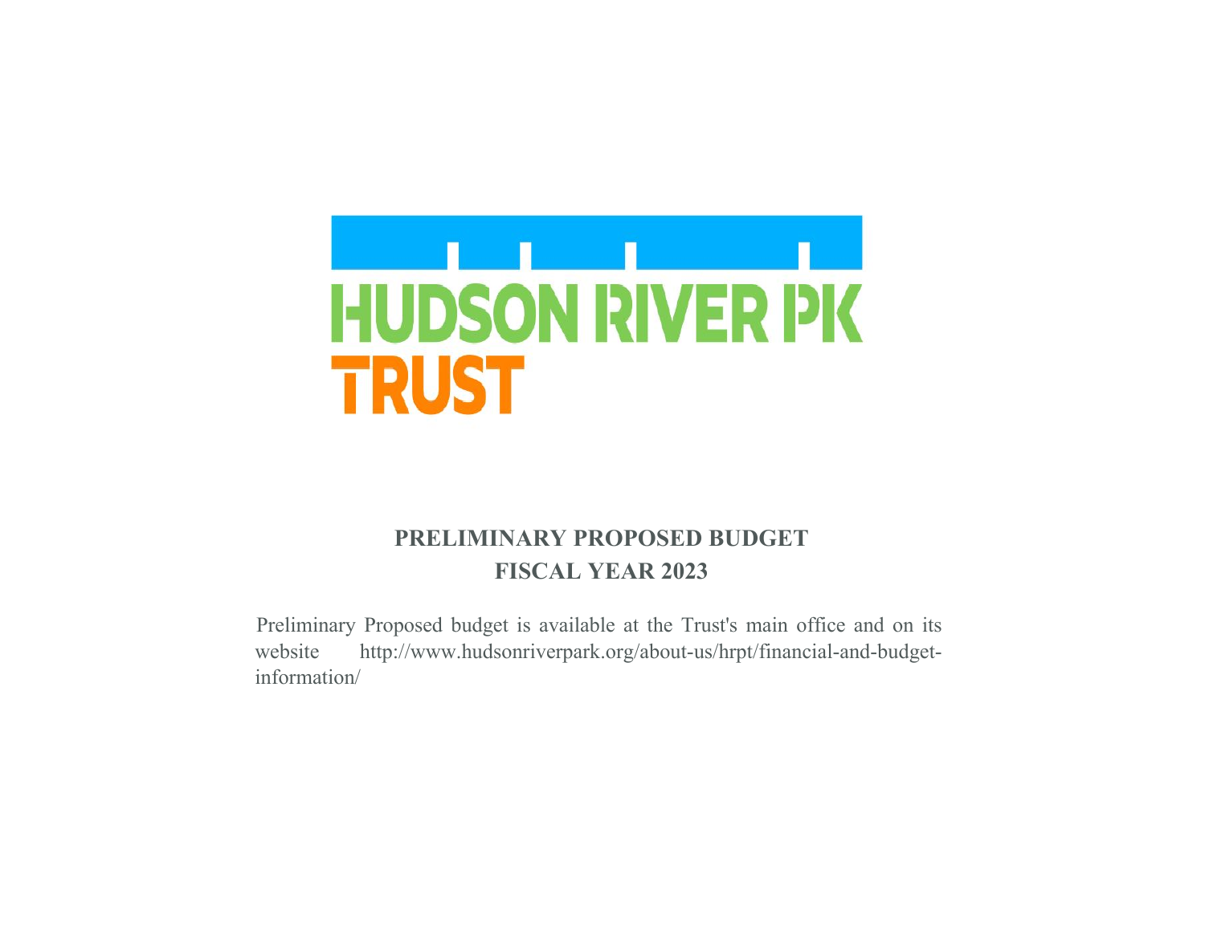HUDSON RIVER PK

TRUST

# PRELIMINARY PROPOSED BUDGET

## FISCAL YEAR 2023

Preliminary Proposed budget is available at the Trust's main office and on its website http://www.hudsonriverpark.org/about-us/hrpt/financial-and-budget-information/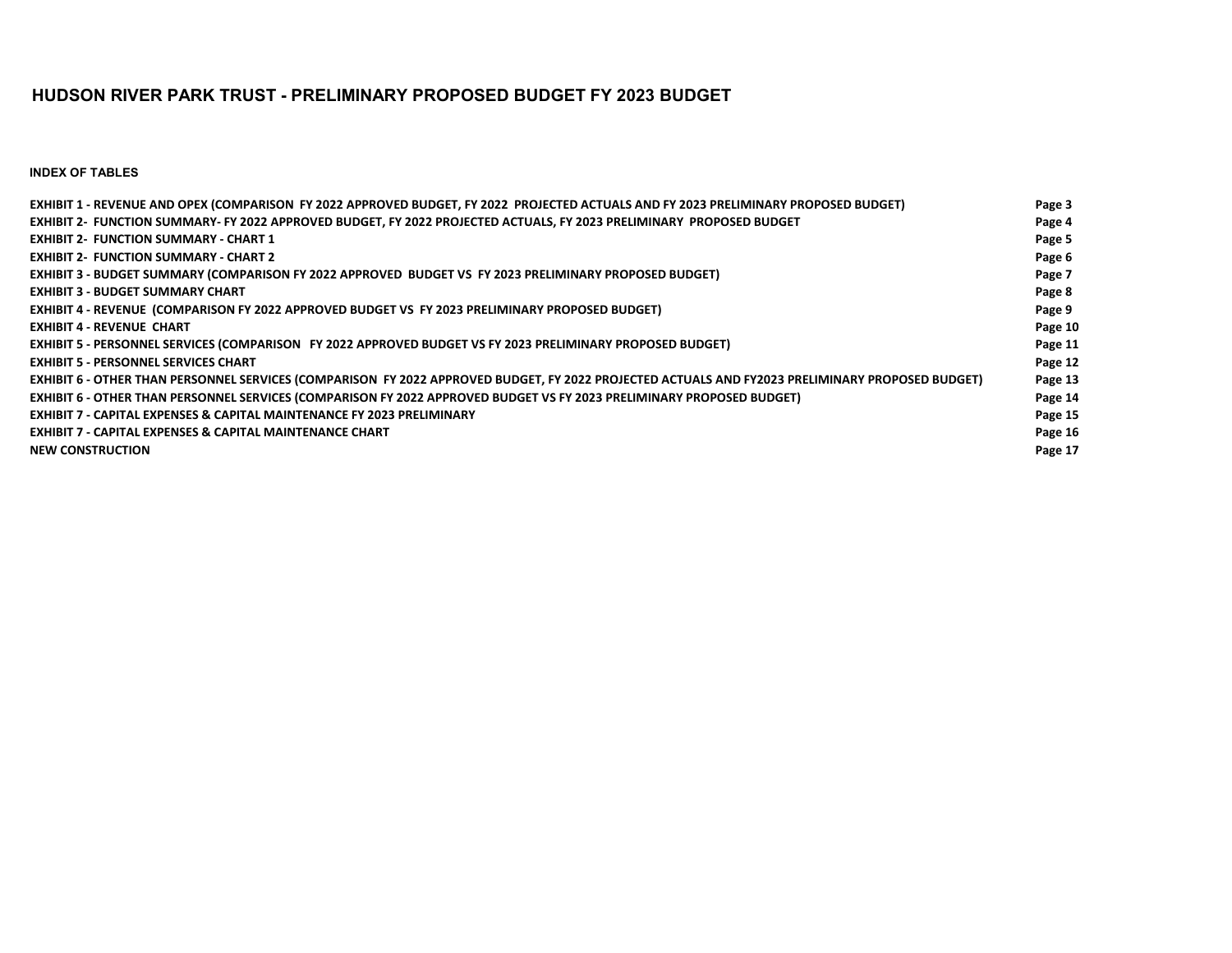# HUDSON RIVER PARK TRUST - PRELIMINARY PROPOSED BUDGET FY 2023 BUDGET

**INDEX OF TABLES**

| | |
|---|---|
| **EXHIBIT 1 - REVENUE AND OPEX (COMPARISON FY 2022 APPROVED BUDGET, FY 2022 PROJECTED ACTUALS AND FY 2023 PRELIMINARY PROPOSED BUDGET)** | **Page 3** |
| **EXHIBIT 2- FUNCTION SUMMARY- FY 2022 APPROVED BUDGET, FY 2022 PROJECTED ACTUALS, FY 2023 PRELIMINARY PROPOSED BUDGET** | **Page 4** |
| **EXHIBIT 2- FUNCTION SUMMARY - CHART 1** | **Page 5** |
| **EXHIBIT 2- FUNCTION SUMMARY - CHART 2** | **Page 6** |
| **EXHIBIT 3 - BUDGET SUMMARY (COMPARISON FY 2022 APPROVED BUDGET VS FY 2023 PRELIMINARY PROPOSED BUDGET)** | **Page 7** |
| **EXHIBIT 3 - BUDGET SUMMARY CHART** | **Page 8** |
| **EXHIBIT 4 - REVENUE (COMPARISON FY 2022 APPROVED BUDGET VS FY 2023 PRELIMINARY PROPOSED BUDGET)** | **Page 9** |
| **EXHIBIT 4 - REVENUE CHART** | **Page 10** |
| **EXHIBIT 5 - PERSONNEL SERVICES (COMPARISON FY 2022 APPROVED BUDGET VS FY 2023 PRELIMINARY PROPOSED BUDGET)** | **Page 11** |
| **EXHIBIT 5 - PERSONNEL SERVICES CHART** | **Page 12** |
| **EXHIBIT 6 - OTHER THAN PERSONNEL SERVICES (COMPARISON FY 2022 APPROVED BUDGET, FY 2022 PROJECTED ACTUALS AND FY2023 PRELIMINARY PROPOSED BUDGET)** | **Page 13** |
| **EXHIBIT 6 - OTHER THAN PERSONNEL SERVICES (COMPARISON FY 2022 APPROVED BUDGET VS FY 2023 PRELIMINARY PROPOSED BUDGET)** | **Page 14** |
| **EXHIBIT 7 - CAPITAL EXPENSES & CAPITAL MAINTENANCE FY 2023 PRELIMINARY** | **Page 15** |
| **EXHIBIT 7 - CAPITAL EXPENSES & CAPITAL MAINTENANCE CHART** | **Page 16** |
| **NEW CONSTRUCTION** | **Page 17** |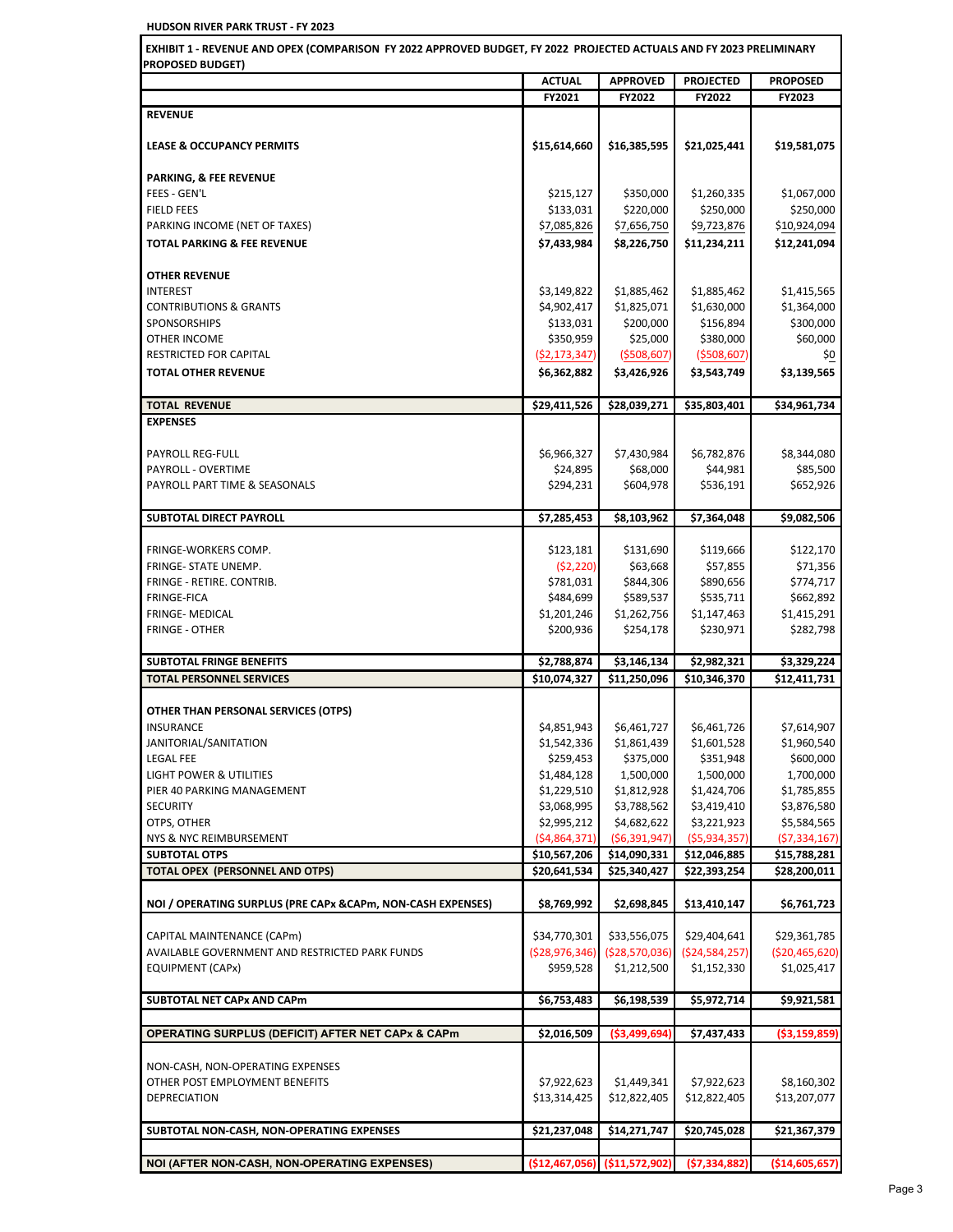**HUDSON RIVER PARK TRUST - FY 2023**

**EXHIBIT 1 - REVENUE AND OPEX (COMPARISON FY 2022 APPROVED BUDGET, FY 2022 PROJECTED ACTUALS AND FY 2023 PRELIMINARY PROPOSED BUDGET)**

| | ACTUAL | APPROVED | PROJECTED | PROPOSED |
|---|---|---|---|---|
| | FY2021 | FY2022 | FY2022 | FY2023 |
| **REVENUE** | | | | |
| **LEASE & OCCUPANCY PERMITS** | $15,614,660 | $16,385,595 | $21,025,441 | $19,581,075 |
| **PARKING, & FEE REVENUE** | | | | |
| FEES - GEN'L | $215,127 | $350,000 | $1,260,335 | $1,067,000 |
| FIELD FEES | $133,031 | $220,000 | $250,000 | $250,000 |
| PARKING INCOME (NET OF TAXES) | $7,085,826 | $7,656,750 | $9,723,876 | $10,924,094 |
| **TOTAL PARKING & FEE REVENUE** | $7,433,984 | $8,226,750 | $11,234,211 | $12,241,094 |
| **OTHER REVENUE** | | | | |
| INTEREST | $3,149,822 | $1,885,462 | $1,885,462 | $1,415,565 |
| CONTRIBUTIONS & GRANTS | $4,902,417 | $1,825,071 | $1,630,000 | $1,364,000 |
| SPONSORSHIPS | $133,031 | $200,000 | $156,894 | $300,000 |
| OTHER INCOME | $350,959 | $25,000 | $380,000 | $60,000 |
| RESTRICTED FOR CAPITAL | ($2,173,347) | ($508,607) | ($508,607) | $0 |
| **TOTAL OTHER REVENUE** | $6,362,882 | $3,426,926 | $3,543,749 | $3,139,565 |
| **TOTAL REVENUE** | $29,411,526 | $28,039,271 | $35,803,401 | $34,961,734 |
| **EXPENSES** | | | | |
| PAYROLL REG-FULL | $6,966,327 | $7,430,984 | $6,782,876 | $8,344,080 |
| PAYROLL - OVERTIME | $24,895 | $68,000 | $44,981 | $85,500 |
| PAYROLL PART TIME & SEASONALS | $294,231 | $604,978 | $536,191 | $652,926 |
| **SUBTOTAL DIRECT PAYROLL** | $7,285,453 | $8,103,962 | $7,364,048 | $9,082,506 |
| FRINGE-WORKERS COMP. | $123,181 | $131,690 | $119,666 | $122,170 |
| FRINGE- STATE UNEMP. | ($2,220) | $63,668 | $57,855 | $71,356 |
| FRINGE - RETIRE. CONTRIB. | $781,031 | $844,306 | $890,656 | $774,717 |
| FRINGE-FICA | $484,699 | $589,537 | $535,711 | $662,892 |
| FRINGE- MEDICAL | $1,201,246 | $1,262,756 | $1,147,463 | $1,415,291 |
| FRINGE - OTHER | $200,936 | $254,178 | $230,971 | $282,798 |
| **SUBTOTAL FRINGE BENEFITS** | $2,788,874 | $3,146,134 | $2,982,321 | $3,329,224 |
| **TOTAL PERSONNEL SERVICES** | $10,074,327 | $11,250,096 | $10,346,370 | $12,411,731 |
| **OTHER THAN PERSONAL SERVICES (OTPS)** | | | | |
| INSURANCE | $4,851,943 | $6,461,727 | $6,461,726 | $7,614,907 |
| JANITORIAL/SANITATION | $1,542,336 | $1,861,439 | $1,601,528 | $1,960,540 |
| LEGAL FEE | $259,453 | $375,000 | $351,948 | $600,000 |
| LIGHT POWER & UTILITIES | $1,484,128 | 1,500,000 | 1,500,000 | 1,700,000 |
| PIER 40 PARKING MANAGEMENT | $1,229,510 | $1,812,928 | $1,424,706 | $1,785,855 |
| SECURITY | $3,068,995 | $3,788,562 | $3,419,410 | $3,876,580 |
| OTPS, OTHER | $2,995,212 | $4,682,622 | $3,221,923 | $5,584,565 |
| NYS & NYC REIMBURSEMENT | ($4,864,371) | ($6,391,947) | ($5,934,357) | ($7,334,167) |
| **SUBTOTAL OTPS** | $10,567,206 | $14,090,331 | $12,046,885 | $15,788,281 |
| **TOTAL OPEX (PERSONNEL AND OTPS)** | $20,641,534 | $25,340,427 | $22,393,254 | $28,200,011 |
| **NOI / OPERATING SURPLUS (PRE CAPx &CAPm, NON-CASH EXPENSES)** | $8,769,992 | $2,698,845 | $13,410,147 | $6,761,723 |
| CAPITAL MAINTENANCE (CAPm) | $34,770,301 | $33,556,075 | $29,404,641 | $29,361,785 |
| AVAILABLE GOVERNMENT AND RESTRICTED PARK FUNDS | ($28,976,346) | ($28,570,036) | ($24,584,257) | ($20,465,620) |
| EQUIPMENT (CAPx) | $959,528 | $1,212,500 | $1,152,330 | $1,025,417 |
| **SUBTOTAL NET CAPx AND CAPm** | $6,753,483 | $6,198,539 | $5,972,714 | $9,921,581 |
| **OPERATING SURPLUS (DEFICIT) AFTER NET CAPx & CAPm** | $2,016,509 | ($3,499,694) | $7,437,433 | ($3,159,859) |
| NON-CASH, NON-OPERATING EXPENSES | | | | |
| OTHER POST EMPLOYMENT BENEFITS | $7,922,623 | $1,449,341 | $7,922,623 | $8,160,302 |
| DEPRECIATION | $13,314,425 | $12,822,405 | $12,822,405 | $13,207,077 |
| **SUBTOTAL NON-CASH, NON-OPERATING EXPENSES** | $21,237,048 | $14,271,747 | $20,745,028 | $21,367,379 |
| **NOI (AFTER NON-CASH, NON-OPERATING EXPENSES)** | ($12,467,056) | ($11,572,902) | ($7,334,882) | ($14,605,657) |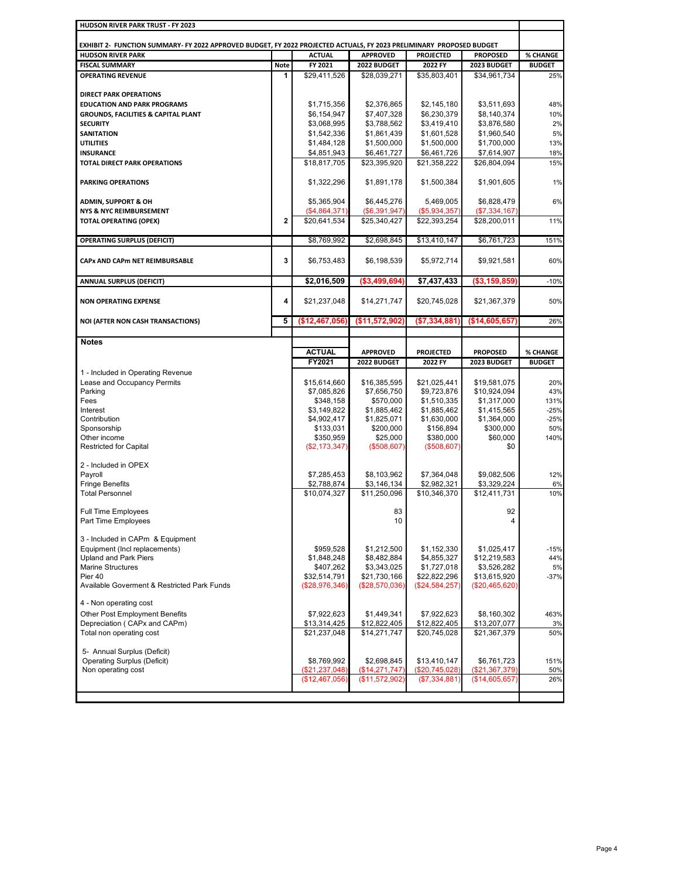**HUDSON RIVER PARK TRUST - FY 2023**

**EXHIBIT 2- FUNCTION SUMMARY- FY 2022 APPROVED BUDGET, FY 2022 PROJECTED ACTUALS, FY 2023 PRELIMINARY PROPOSED BUDGET**

| HUDSON RIVER PARK | | ACTUAL | APPROVED | PROJECTED | PROPOSED | % CHANGE |
|---|---|---|---|---|---|---|
| FISCAL SUMMARY | Note | FY 2021 | 2022 BUDGET | 2022 FY | 2023 BUDGET | BUDGET |
| OPERATING REVENUE | 1 | $29,411,526 | $28,039,271 | $35,803,401 | $34,961,734 | 25% |
| DIRECT PARK OPERATIONS | | | | | | |
| EDUCATION AND PARK PROGRAMS | | $1,715,356 | $2,376,865 | $2,145,180 | $3,511,693 | 48% |
| GROUNDS, FACILITIES & CAPITAL PLANT | | $6,154,947 | $7,407,328 | $6,230,379 | $8,140,374 | 10% |
| SECURITY | | $3,068,995 | $3,788,562 | $3,419,410 | $3,876,580 | 2% |
| SANITATION | | $1,542,336 | $1,861,439 | $1,601,528 | $1,960,540 | 5% |
| UTILITIES | | $1,484,128 | $1,500,000 | $1,500,000 | $1,700,000 | 13% |
| INSURANCE | | $4,851,943 | $6,461,727 | $6,461,726 | $7,614,907 | 18% |
| TOTAL DIRECT PARK OPERATIONS | | $18,817,705 | $23,395,920 | $21,358,222 | $26,804,094 | 15% |
| PARKING OPERATIONS | | $1,322,296 | $1,891,178 | $1,500,384 | $1,901,605 | 1% |
| ADMIN, SUPPORT & OH | | $5,365,904 | $6,445,276 | 5,469,005 | $6,828,479 | 6% |
| NYS & NYC REIMBURSEMENT | | ($4,864,371) | ($6,391,947) | ($5,934,357) | ($7,334,167) | |
| TOTAL OPERATING (OPEX) | 2 | $20,641,534 | $25,340,427 | $22,393,254 | $28,200,011 | 11% |
| OPERATING SURPLUS (DEFICIT) | | $8,769,992 | $2,698,845 | $13,410,147 | $6,761,723 | 151% |
| CAPx AND CAPm NET REIMBURSABLE | 3 | $6,753,483 | $6,198,539 | $5,972,714 | $9,921,581 | 60% |
| ANNUAL SURPLUS (DEFICIT) | | $2,016,509 | ($3,499,694) | $7,437,433 | ($3,159,859) | -10% |
| NON OPERATING EXPENSE | 4 | $21,237,048 | $14,271,747 | $20,745,028 | $21,367,379 | 50% |
| NOI (AFTER NON CASH TRANSACTIONS) | 5 | ($12,467,056) | ($11,572,902) | ($7,334,881) | ($14,605,657) | 26% |

**Notes**

| | ACTUAL | APPROVED | PROJECTED | PROPOSED | % CHANGE |
|---|---|---|---|---|---|
| | FY2021 | 2022 BUDGET | 2022 FY | 2023 BUDGET | BUDGET |
| 1 - Included in Operating Revenue | | | | | |
| Lease and Occupancy Permits | $15,614,660 | $16,385,595 | $21,025,441 | $19,581,075 | 20% |
| Parking | $7,085,826 | $7,656,750 | $9,723,876 | $10,924,094 | 43% |
| Fees | $348,158 | $570,000 | $1,510,335 | $1,317,000 | 131% |
| Interest | $3,149,822 | $1,885,462 | $1,885,462 | $1,415,565 | -25% |
| Contribution | $4,902,417 | $1,825,071 | $1,630,000 | $1,364,000 | -25% |
| Sponsorship | $133,031 | $200,000 | $156,894 | $300,000 | 50% |
| Other income | $350,959 | $25,000 | $380,000 | $60,000 | 140% |
| Restricted for Capital | ($2,173,347) | ($508,607) | ($508,607) | $0 | |
| 2 - Included in OPEX | | | | | |
| Payroll | $7,285,453 | $8,103,962 | $7,364,048 | $9,082,506 | 12% |
| Fringe Benefits | $2,788,874 | $3,146,134 | $2,982,321 | $3,329,224 | 6% |
| Total Personnel | $10,074,327 | $11,250,096 | $10,346,370 | $12,411,731 | 10% |
| Full Time Employees | | 83 | | 92 | |
| Part Time Employees | | 10 | | 4 | |
| 3 - Included in CAPm & Equipment | | | | | |
| Equipment (Incl replacements) | $959,528 | $1,212,500 | $1,152,330 | $1,025,417 | -15% |
| Upland and Park Piers | $1,848,248 | $8,482,884 | $4,855,327 | $12,219,583 | 44% |
| Marine Structures | $407,262 | $3,343,025 | $1,727,018 | $3,526,282 | 5% |
| Pier 40 | $32,514,791 | $21,730,166 | $22,822,296 | $13,615,920 | -37% |
| Available Goverment & Restricted Park Funds | ($28,976,346) | ($28,570,036) | ($24,584,257) | ($20,465,620) | |
| 4 - Non operating cost | | | | | |
| Other Post Employment Benefits | $7,922,623 | $1,449,341 | $7,922,623 | $8,160,302 | 463% |
| Depreciation ( CAPx and CAPm) | $13,314,425 | $12,822,405 | $12,822,405 | $13,207,077 | 3% |
| Total non operating cost | $21,237,048 | $14,271,747 | $20,745,028 | $21,367,379 | 50% |
| 5- Annual Surplus (Deficit) | | | | | |
| Operating Surplus (Deficit) | $8,769,992 | $2,698,845 | $13,410,147 | $6,761,723 | 151% |
| Non operating cost | ($21,237,048) | ($14,271,747) | ($20,745,028) | ($21,367,379) | 50% |
| | ($12,467,056) | ($11,572,902) | ($7,334,881) | ($14,605,657) | 26% |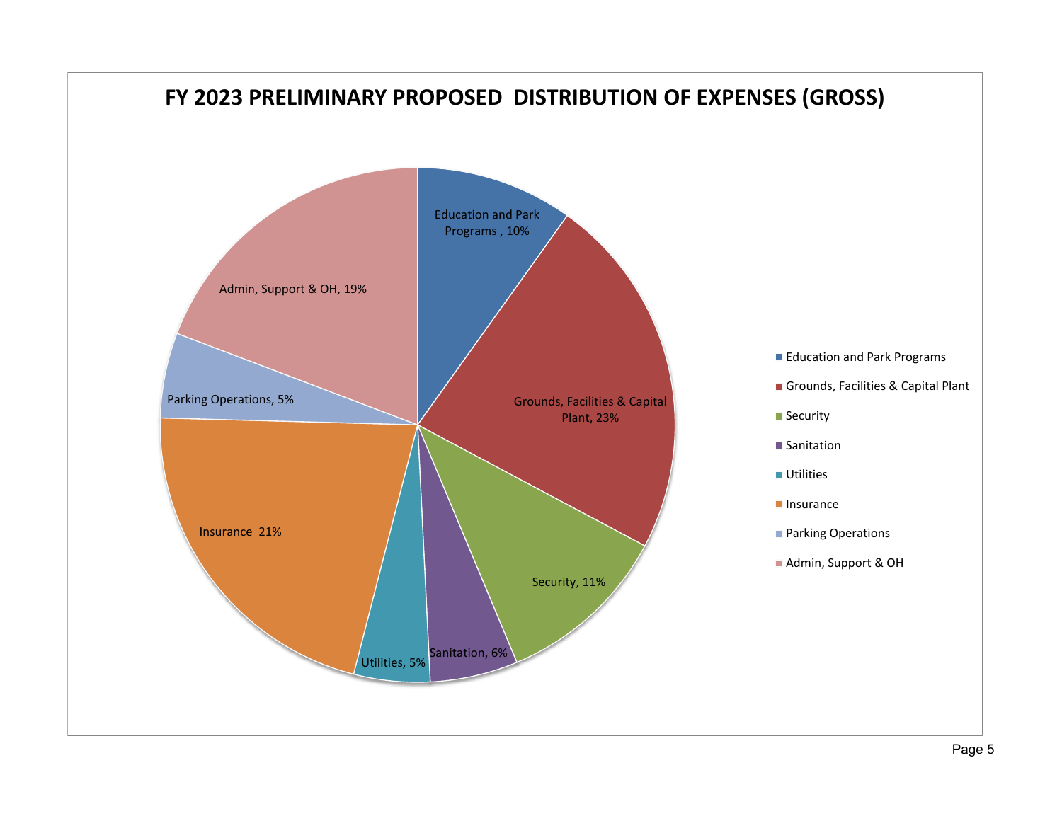# FY 2023 PRELIMINARY PROPOSED DISTRIBUTION OF EXPENSES (GROSS)

| Category | Percentage |
| --- | --- |
| Education and Park Programs | 10% |
| Grounds, Facilities & Capital Plant | 23% |
| Security | 11% |
| Sanitation | 6% |
| Utilities | 5% |
| Insurance | 21% |
| Parking Operations | 5% |
| Admin, Support & OH | 19% |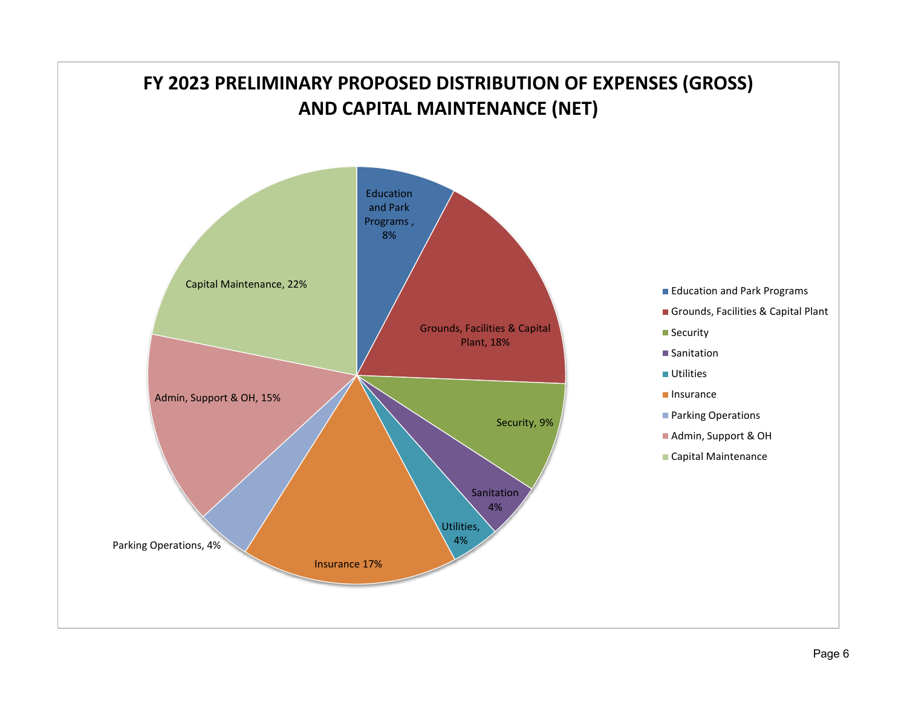# FY 2023 PRELIMINARY PROPOSED DISTRIBUTION OF EXPENSES (GROSS) AND CAPITAL MAINTENANCE (NET)

| Category | Percentage |
|---|---|
| Education and Park Programs | 8% |
| Grounds, Facilities & Capital Plant | 18% |
| Security | 9% |
| Sanitation | 4% |
| Utilities | 4% |
| Insurance | 17% |
| Parking Operations | 4% |
| Admin, Support & OH | 15% |
| Capital Maintenance | 22% |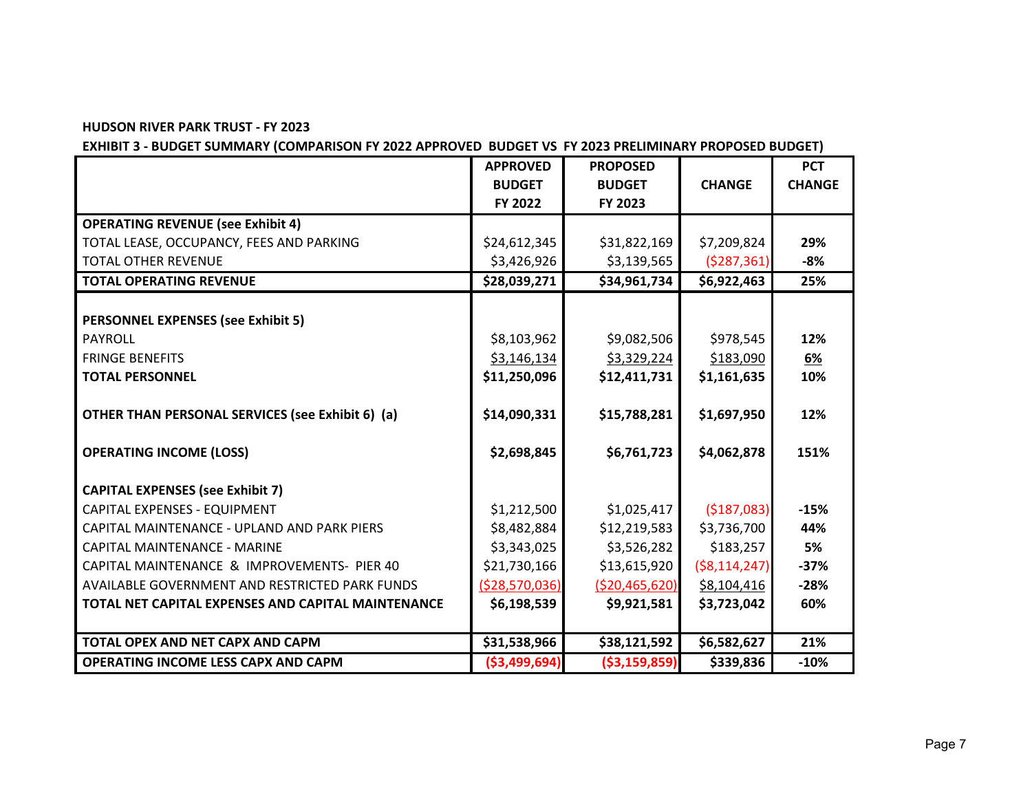**HUDSON RIVER PARK TRUST - FY 2023**

**EXHIBIT 3 - BUDGET SUMMARY (COMPARISON FY 2022 APPROVED BUDGET VS FY 2023 PRELIMINARY PROPOSED BUDGET)**

| | APPROVED BUDGET FY 2022 | PROPOSED BUDGET FY 2023 | CHANGE | PCT CHANGE |
|---|---|---|---|---|
| **OPERATING REVENUE (see Exhibit 4)** | | | | |
| TOTAL LEASE, OCCUPANCY, FEES AND PARKING | $24,612,345 | $31,822,169 | $7,209,824 | **29%** |
| TOTAL OTHER REVENUE | $3,426,926 | $3,139,565 | ($287,361) | **-8%** |
| **TOTAL OPERATING REVENUE** | **$28,039,271** | **$34,961,734** | **$6,922,463** | **25%** |
| | | | | |
| **PERSONNEL EXPENSES (see Exhibit 5)** | | | | |
| PAYROLL | $8,103,962 | $9,082,506 | $978,545 | **12%** |
| FRINGE BENEFITS | $3,146,134 | $3,329,224 | $183,090 | **6%** |
| **TOTAL PERSONNEL** | **$11,250,096** | **$12,411,731** | **$1,161,635** | **10%** |
| | | | | |
| **OTHER THAN PERSONAL SERVICES (see Exhibit 6) (a)** | **$14,090,331** | **$15,788,281** | **$1,697,950** | **12%** |
| | | | | |
| **OPERATING INCOME (LOSS)** | **$2,698,845** | **$6,761,723** | **$4,062,878** | **151%** |
| | | | | |
| **CAPITAL EXPENSES (see Exhibit 7)** | | | | |
| CAPITAL EXPENSES - EQUIPMENT | $1,212,500 | $1,025,417 | ($187,083) | **-15%** |
| CAPITAL MAINTENANCE - UPLAND AND PARK PIERS | $8,482,884 | $12,219,583 | $3,736,700 | **44%** |
| CAPITAL MAINTENANCE - MARINE | $3,343,025 | $3,526,282 | $183,257 | **5%** |
| CAPITAL MAINTENANCE & IMPROVEMENTS- PIER 40 | $21,730,166 | $13,615,920 | ($8,114,247) | **-37%** |
| AVAILABLE GOVERNMENT AND RESTRICTED PARK FUNDS | ($28,570,036) | ($20,465,620) | $8,104,416 | **-28%** |
| **TOTAL NET CAPITAL EXPENSES AND CAPITAL MAINTENANCE** | **$6,198,539** | **$9,921,581** | **$3,723,042** | **60%** |
| | | | | |
| **TOTAL OPEX AND NET CAPX AND CAPM** | **$31,538,966** | **$38,121,592** | **$6,582,627** | **21%** |
| **OPERATING INCOME LESS CAPX AND CAPM** | **($3,499,694)** | **($3,159,859)** | **$339,836** | **-10%** |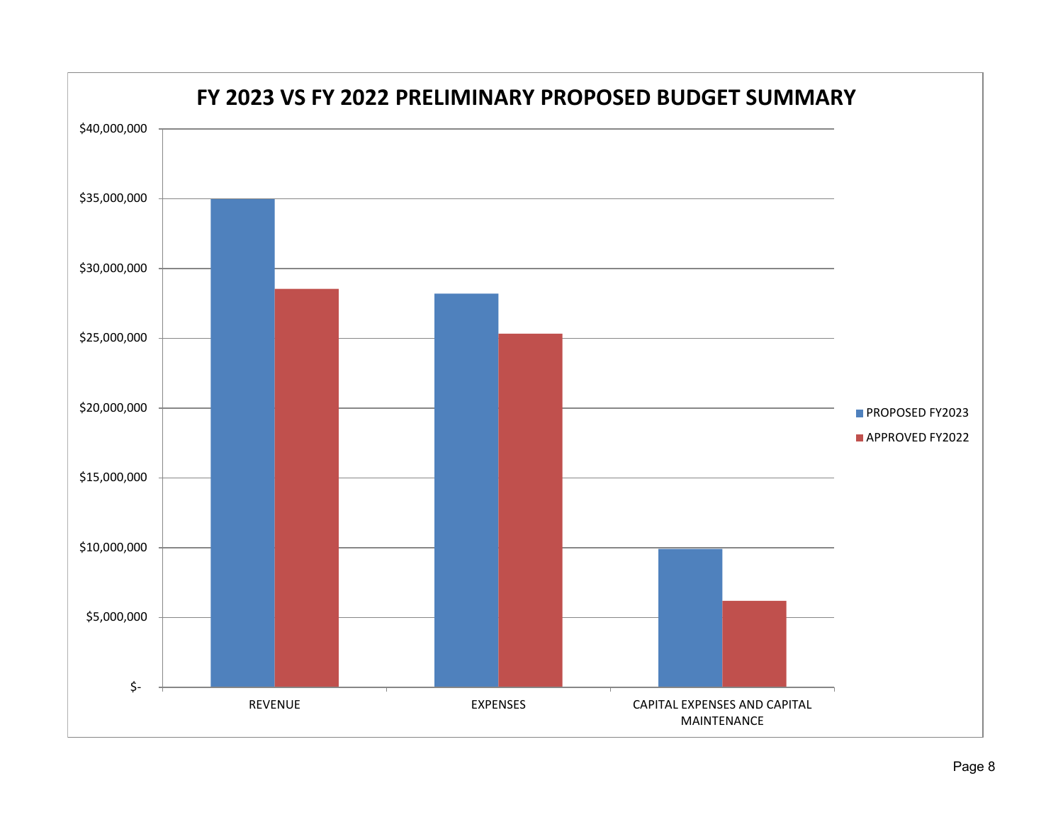# FY 2023 VS FY 2022 PRELIMINARY PROPOSED BUDGET SUMMARY

$40,000,000
$35,000,000
$30,000,000
$25,000,000
$20,000,000
$15,000,000
$10,000,000
$5,000,000
$-

REVENUE

EXPENSES

CAPITAL EXPENSES AND CAPITAL MAINTENANCE

PROPOSED FY2023

APPROVED FY2022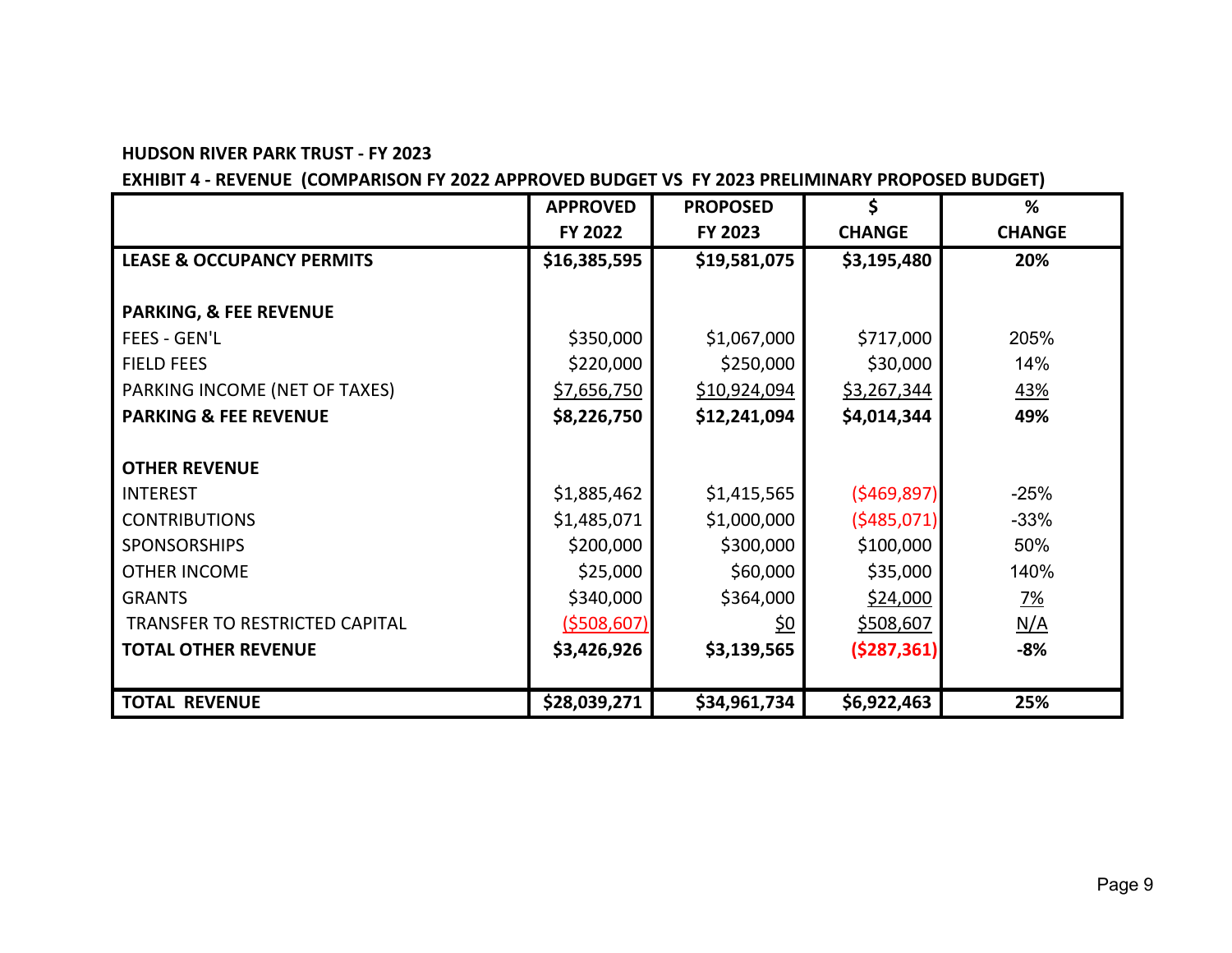**HUDSON RIVER PARK TRUST - FY 2023**

**EXHIBIT 4 - REVENUE (COMPARISON FY 2022 APPROVED BUDGET VS FY 2023 PRELIMINARY PROPOSED BUDGET)**

| | APPROVED FY 2022 | PROPOSED FY 2023 | $ CHANGE | % CHANGE |
|---|---|---|---|---|
| **LEASE & OCCUPANCY PERMITS** | **$16,385,595** | **$19,581,075** | **$3,195,480** | **20%** |
| | | | | |
| **PARKING, & FEE REVENUE** | | | | |
| FEES - GEN'L | $350,000 | $1,067,000 | $717,000 | 205% |
| FIELD FEES | $220,000 | $250,000 | $30,000 | 14% |
| PARKING INCOME (NET OF TAXES) | $7,656,750 | $10,924,094 | $3,267,344 | 43% |
| **PARKING & FEE REVENUE** | **$8,226,750** | **$12,241,094** | **$4,014,344** | **49%** |
| | | | | |
| **OTHER REVENUE** | | | | |
| INTEREST | $1,885,462 | $1,415,565 | ($469,897) | -25% |
| CONTRIBUTIONS | $1,485,071 | $1,000,000 | ($485,071) | -33% |
| SPONSORSHIPS | $200,000 | $300,000 | $100,000 | 50% |
| OTHER INCOME | $25,000 | $60,000 | $35,000 | 140% |
| GRANTS | $340,000 | $364,000 | $24,000 | 7% |
| TRANSFER TO RESTRICTED CAPITAL | ($508,607) | $0 | $508,607 | N/A |
| **TOTAL OTHER REVENUE** | **$3,426,926** | **$3,139,565** | **($287,361)** | **-8%** |
| | | | | |
| **TOTAL REVENUE** | **$28,039,271** | **$34,961,734** | **$6,922,463** | **25%** |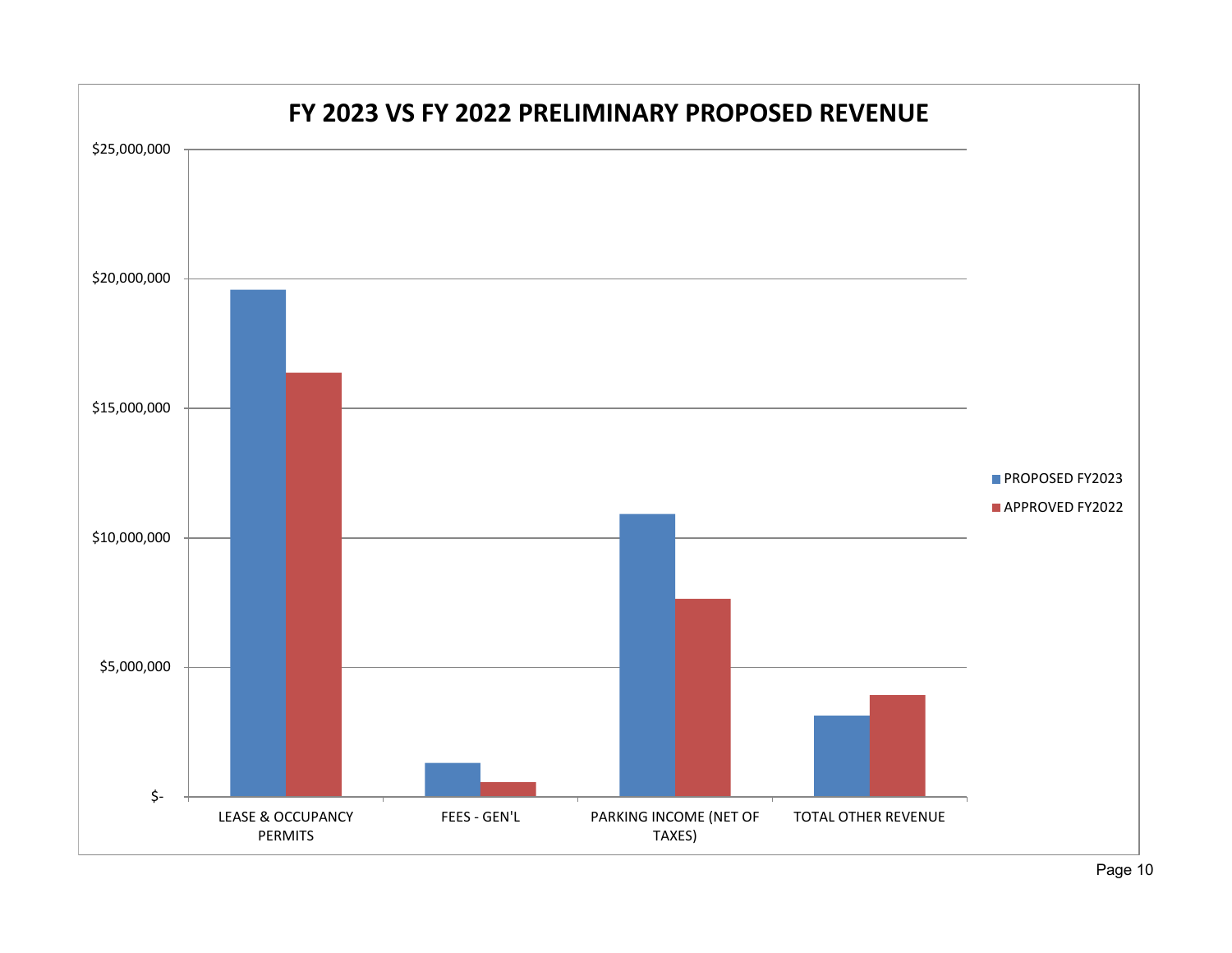# FY 2023 VS FY 2022 PRELIMINARY PROPOSED REVENUE

$25,000,000

$20,000,000

$15,000,000

$10,000,000

$5,000,000

$-

LEASE & OCCUPANCY PERMITS

FEES - GEN'L

PARKING INCOME (NET OF TAXES)

TOTAL OTHER REVENUE

PROPOSED FY2023

APPROVED FY2022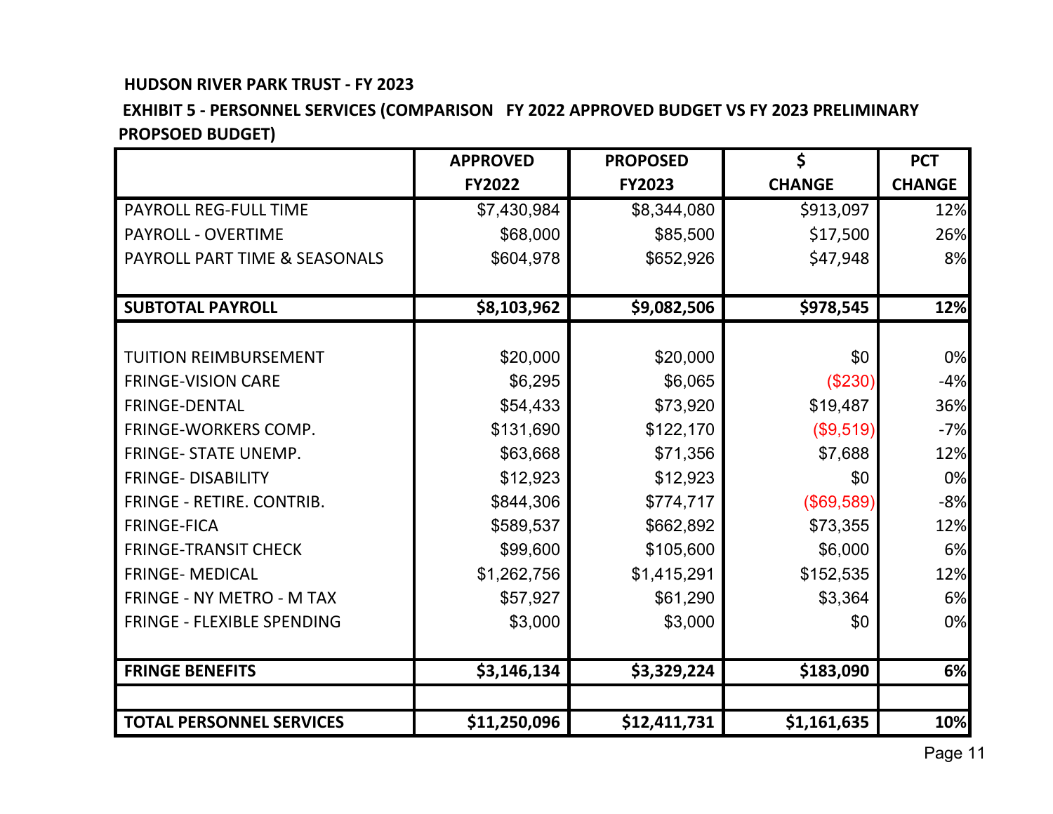**HUDSON RIVER PARK TRUST - FY 2023**

**EXHIBIT 5 - PERSONNEL SERVICES (COMPARISON FY 2022 APPROVED BUDGET VS FY 2023 PRELIMINARY PROPSOED BUDGET)**

| | APPROVED FY2022 | PROPOSED FY2023 | $ CHANGE | PCT CHANGE |
|---|---|---|---|---|
| PAYROLL REG-FULL TIME | $7,430,984 | $8,344,080 | $913,097 | 12% |
| PAYROLL - OVERTIME | $68,000 | $85,500 | $17,500 | 26% |
| PAYROLL PART TIME & SEASONALS | $604,978 | $652,926 | $47,948 | 8% |
| | | | | |
| **SUBTOTAL PAYROLL** | **$8,103,962** | **$9,082,506** | **$978,545** | **12%** |
| | | | | |
| TUITION REIMBURSEMENT | $20,000 | $20,000 | $0 | 0% |
| FRINGE-VISION CARE | $6,295 | $6,065 | ($230) | -4% |
| FRINGE-DENTAL | $54,433 | $73,920 | $19,487 | 36% |
| FRINGE-WORKERS COMP. | $131,690 | $122,170 | ($9,519) | -7% |
| FRINGE- STATE UNEMP. | $63,668 | $71,356 | $7,688 | 12% |
| FRINGE- DISABILITY | $12,923 | $12,923 | $0 | 0% |
| FRINGE - RETIRE. CONTRIB. | $844,306 | $774,717 | ($69,589) | -8% |
| FRINGE-FICA | $589,537 | $662,892 | $73,355 | 12% |
| FRINGE-TRANSIT CHECK | $99,600 | $105,600 | $6,000 | 6% |
| FRINGE- MEDICAL | $1,262,756 | $1,415,291 | $152,535 | 12% |
| FRINGE - NY METRO - M TAX | $57,927 | $61,290 | $3,364 | 6% |
| FRINGE - FLEXIBLE SPENDING | $3,000 | $3,000 | $0 | 0% |
| | | | | |
| **FRINGE BENEFITS** | **$3,146,134** | **$3,329,224** | **$183,090** | **6%** |
| | | | | |
| **TOTAL PERSONNEL SERVICES** | **$11,250,096** | **$12,411,731** | **$1,161,635** | **10%** |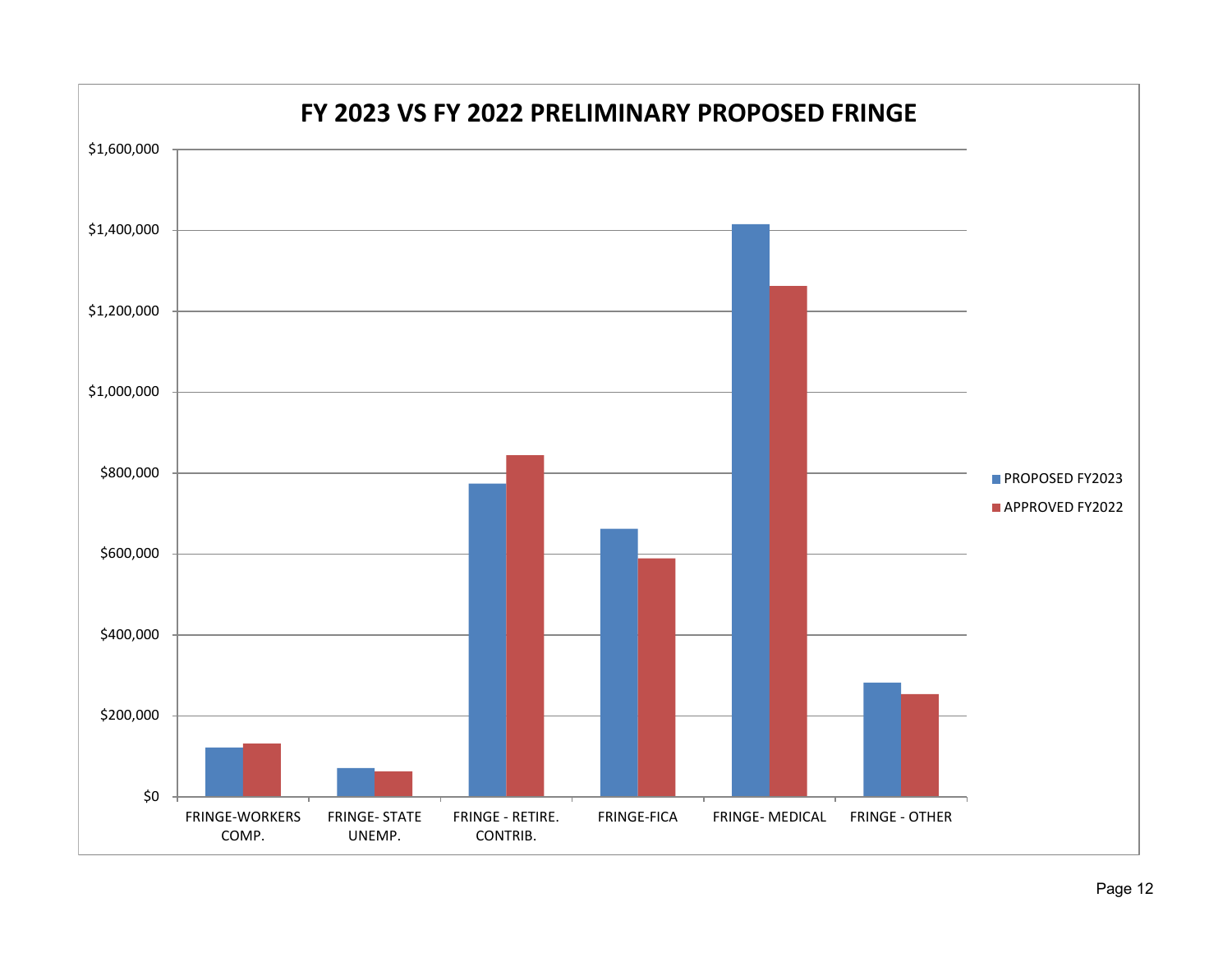# FY 2023 VS FY 2022 PRELIMINARY PROPOSED FRINGE

$1,600,000

$1,400,000

$1,200,000

$1,000,000

$800,000

$600,000

$400,000

$200,000

$0

FRINGE-WORKERS COMP. | FRINGE- STATE UNEMP. | FRINGE - RETIRE. CONTRIB. | FRINGE-FICA | FRINGE- MEDICAL | FRINGE - OTHER

PROPOSED FY2023

APPROVED FY2022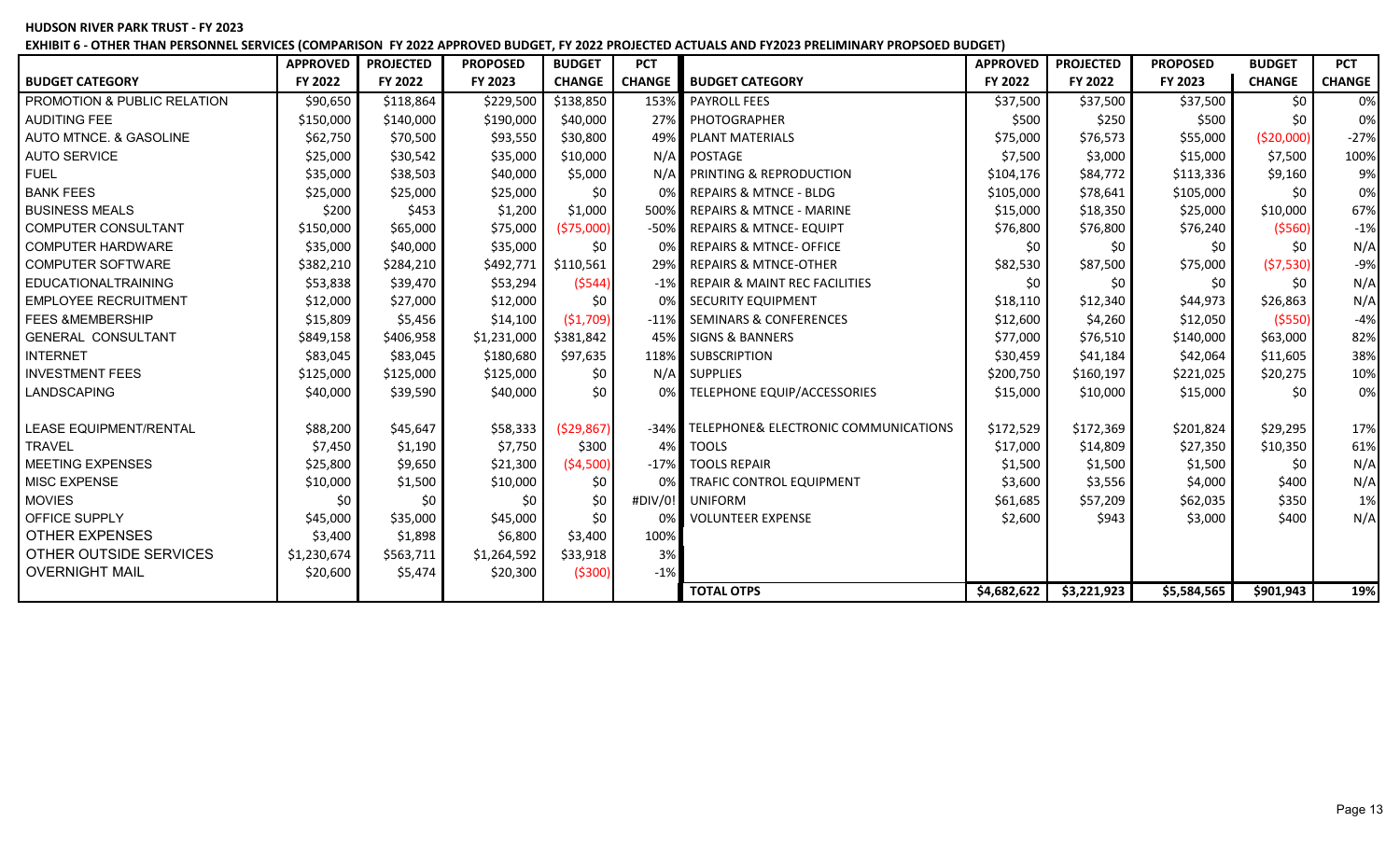**HUDSON RIVER PARK TRUST - FY 2023**

**EXHIBIT 6 - OTHER THAN PERSONNEL SERVICES (COMPARISON FY 2022 APPROVED BUDGET, FY 2022 PROJECTED ACTUALS AND FY2023 PRELIMINARY PROPSOED BUDGET)**

| BUDGET CATEGORY | APPROVED FY 2022 | PROJECTED FY 2022 | PROPOSED FY 2023 | BUDGET CHANGE | PCT CHANGE | BUDGET CATEGORY | APPROVED FY 2022 | PROJECTED FY 2022 | PROPOSED FY 2023 | BUDGET CHANGE | PCT CHANGE |
|---|---|---|---|---|---|---|---|---|---|---|---|
| PROMOTION & PUBLIC RELATION | $90,650 | $118,864 | $229,500 | $138,850 | 153% | PAYROLL FEES | $37,500 | $37,500 | $37,500 | $0 | 0% |
| AUDITING FEE | $150,000 | $140,000 | $190,000 | $40,000 | 27% | PHOTOGRAPHER | $500 | $250 | $500 | $0 | 0% |
| AUTO MTNCE. & GASOLINE | $62,750 | $70,500 | $93,550 | $30,800 | 49% | PLANT MATERIALS | $75,000 | $76,573 | $55,000 | ($20,000) | -27% |
| AUTO SERVICE | $25,000 | $30,542 | $35,000 | $10,000 | N/A | POSTAGE | $7,500 | $3,000 | $15,000 | $7,500 | 100% |
| FUEL | $35,000 | $38,503 | $40,000 | $5,000 | N/A | PRINTING & REPRODUCTION | $104,176 | $84,772 | $113,336 | $9,160 | 9% |
| BANK FEES | $25,000 | $25,000 | $25,000 | $0 | 0% | REPAIRS & MTNCE - BLDG | $105,000 | $78,641 | $105,000 | $0 | 0% |
| BUSINESS MEALS | $200 | $453 | $1,200 | $1,000 | 500% | REPAIRS & MTNCE - MARINE | $15,000 | $18,350 | $25,000 | $10,000 | 67% |
| COMPUTER CONSULTANT | $150,000 | $65,000 | $75,000 | ($75,000) | -50% | REPAIRS & MTNCE- EQUIPT | $76,800 | $76,800 | $76,240 | ($560) | -1% |
| COMPUTER HARDWARE | $35,000 | $40,000 | $35,000 | $0 | 0% | REPAIRS & MTNCE- OFFICE | $0 | $0 | $0 | $0 | N/A |
| COMPUTER SOFTWARE | $382,210 | $284,210 | $492,771 | $110,561 | 29% | REPAIRS & MTNCE-OTHER | $82,530 | $87,500 | $75,000 | ($7,530) | -9% |
| EDUCATIONALTRAINING | $53,838 | $39,470 | $53,294 | ($544) | -1% | REPAIR & MAINT REC FACILITIES | $0 | $0 | $0 | $0 | N/A |
| EMPLOYEE RECRUITMENT | $12,000 | $27,000 | $12,000 | $0 | 0% | SECURITY EQUIPMENT | $18,110 | $12,340 | $44,973 | $26,863 | N/A |
| FEES &MEMBERSHIP | $15,809 | $5,456 | $14,100 | ($1,709) | -11% | SEMINARS & CONFERENCES | $12,600 | $4,260 | $12,050 | ($550) | -4% |
| GENERAL CONSULTANT | $849,158 | $406,958 | $1,231,000 | $381,842 | 45% | SIGNS & BANNERS | $77,000 | $76,510 | $140,000 | $63,000 | 82% |
| INTERNET | $83,045 | $83,045 | $180,680 | $97,635 | 118% | SUBSCRIPTION | $30,459 | $41,184 | $42,064 | $11,605 | 38% |
| INVESTMENT FEES | $125,000 | $125,000 | $125,000 | $0 | N/A | SUPPLIES | $200,750 | $160,197 | $221,025 | $20,275 | 10% |
| LANDSCAPING | $40,000 | $39,590 | $40,000 | $0 | 0% | TELEPHONE EQUIP/ACCESSORIES | $15,000 | $10,000 | $15,000 | $0 | 0% |
| LEASE EQUIPMENT/RENTAL | $88,200 | $45,647 | $58,333 | ($29,867) | -34% | TELEPHONE& ELECTRONIC COMMUNICATIONS | $172,529 | $172,369 | $201,824 | $29,295 | 17% |
| TRAVEL | $7,450 | $1,190 | $7,750 | $300 | 4% | TOOLS | $17,000 | $14,809 | $27,350 | $10,350 | 61% |
| MEETING EXPENSES | $25,800 | $9,650 | $21,300 | ($4,500) | -17% | TOOLS REPAIR | $1,500 | $1,500 | $1,500 | $0 | N/A |
| MISC EXPENSE | $10,000 | $1,500 | $10,000 | $0 | 0% | TRAFIC CONTROL EQUIPMENT | $3,600 | $3,556 | $4,000 | $400 | N/A |
| MOVIES | $0 | $0 | $0 | $0 | #DIV/0! | UNIFORM | $61,685 | $57,209 | $62,035 | $350 | 1% |
| OFFICE SUPPLY | $45,000 | $35,000 | $45,000 | $0 | 0% | VOLUNTEER EXPENSE | $2,600 | $943 | $3,000 | $400 | N/A |
| OTHER EXPENSES | $3,400 | $1,898 | $6,800 | $3,400 | 100% | | | | | | |
| OTHER OUTSIDE SERVICES | $1,230,674 | $563,711 | $1,264,592 | $33,918 | 3% | | | | | | |
| OVERNIGHT MAIL | $20,600 | $5,474 | $20,300 | ($300) | -1% | | | | | | |
| | | | | | | **TOTAL OTPS** | **$4,682,622** | **$3,221,923** | **$5,584,565** | **$901,943** | **19%** |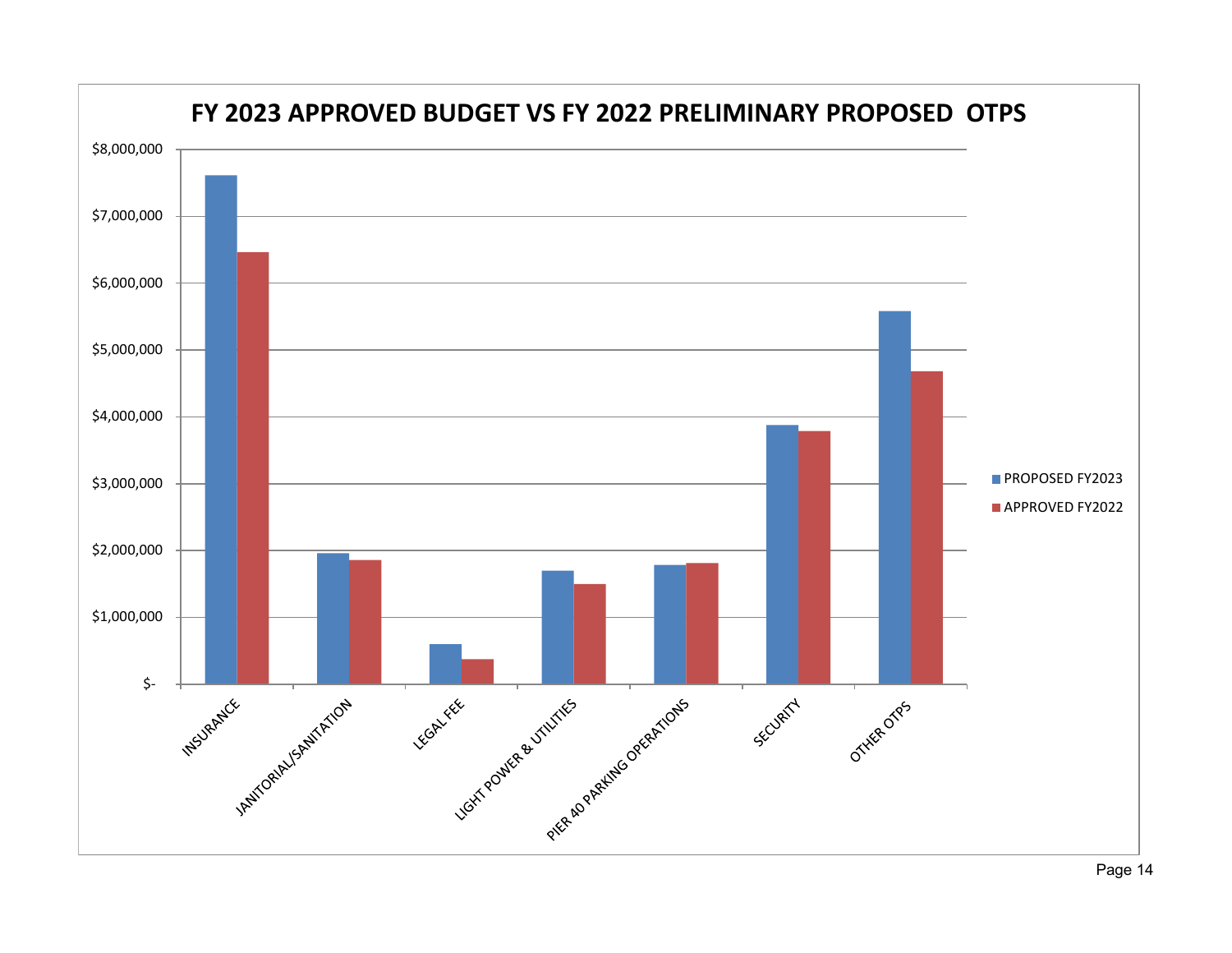# FY 2023 APPROVED BUDGET VS FY 2022 PRELIMINARY PROPOSED OTPS

$8,000,000
$7,000,000
$6,000,000
$5,000,000
$4,000,000
$3,000,000
$2,000,000
$1,000,000
$-

INSURANCE
JANITORIAL/SANITATION
LEGAL FEE
LIGHT POWER & UTILITIES
PIER 40 PARKING OPERATIONS
SECURITY
OTHER OTPS

PROPOSED FY2023
APPROVED FY2022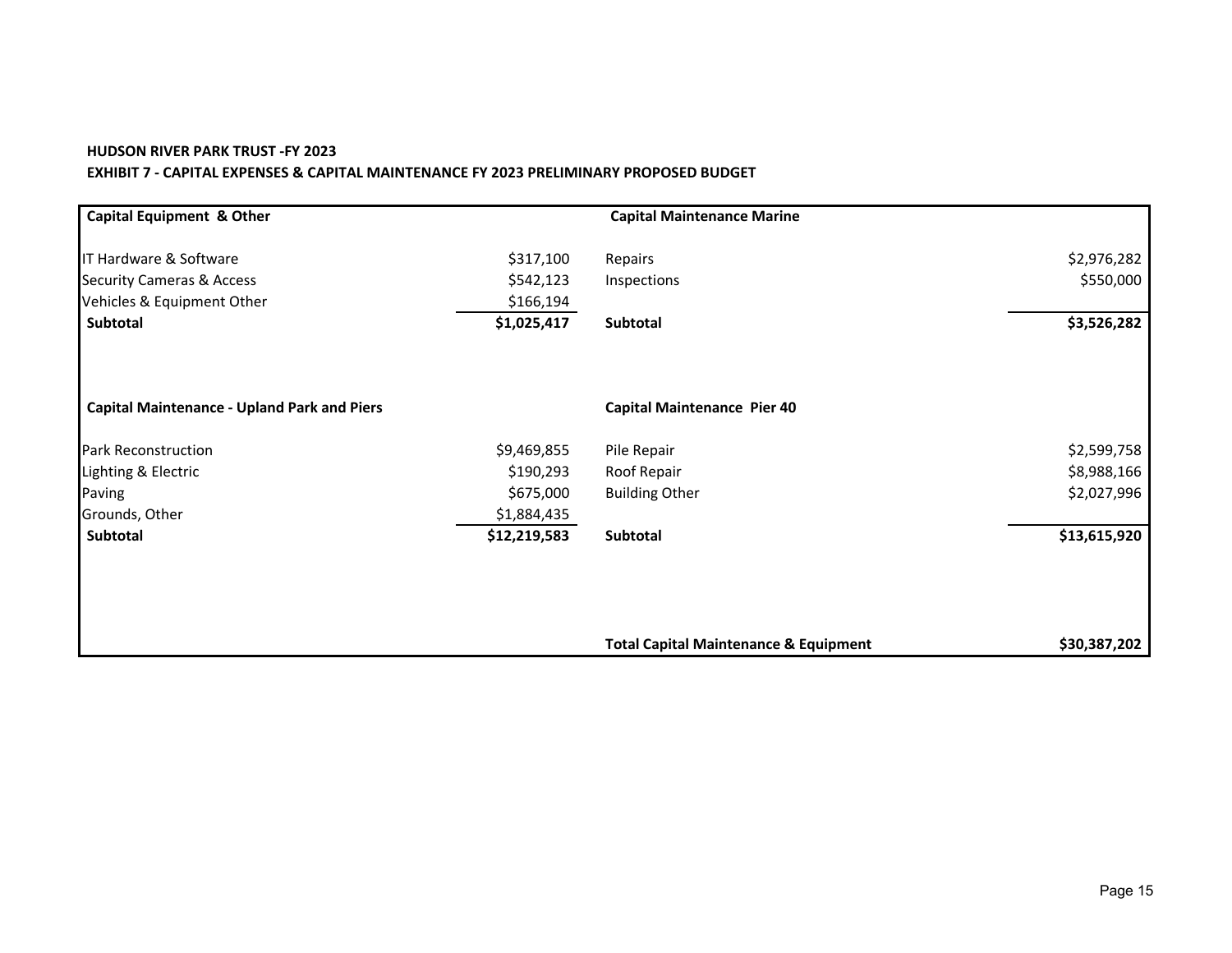**HUDSON RIVER PARK TRUST -FY 2023**

**EXHIBIT 7 - CAPITAL EXPENSES & CAPITAL MAINTENANCE FY 2023 PRELIMINARY PROPOSED BUDGET**

| **Capital Equipment & Other** | | **Capital Maintenance Marine** | |
|---|---|---|---|
| IT Hardware & Software | $317,100 | Repairs | $2,976,282 |
| Security Cameras & Access | $542,123 | Inspections | $550,000 |
| Vehicles & Equipment Other | $166,194 | | |
| **Subtotal** | **$1,025,417** | **Subtotal** | **$3,526,282** |
| | | | |
| **Capital Maintenance - Upland Park and Piers** | | **Capital Maintenance Pier 40** | |
| Park Reconstruction | $9,469,855 | Pile Repair | $2,599,758 |
| Lighting & Electric | $190,293 | Roof Repair | $8,988,166 |
| Paving | $675,000 | Building Other | $2,027,996 |
| Grounds, Other | $1,884,435 | | |
| **Subtotal** | **$12,219,583** | **Subtotal** | **$13,615,920** |
| | | | |
| | | **Total Capital Maintenance & Equipment** | **$30,387,202** |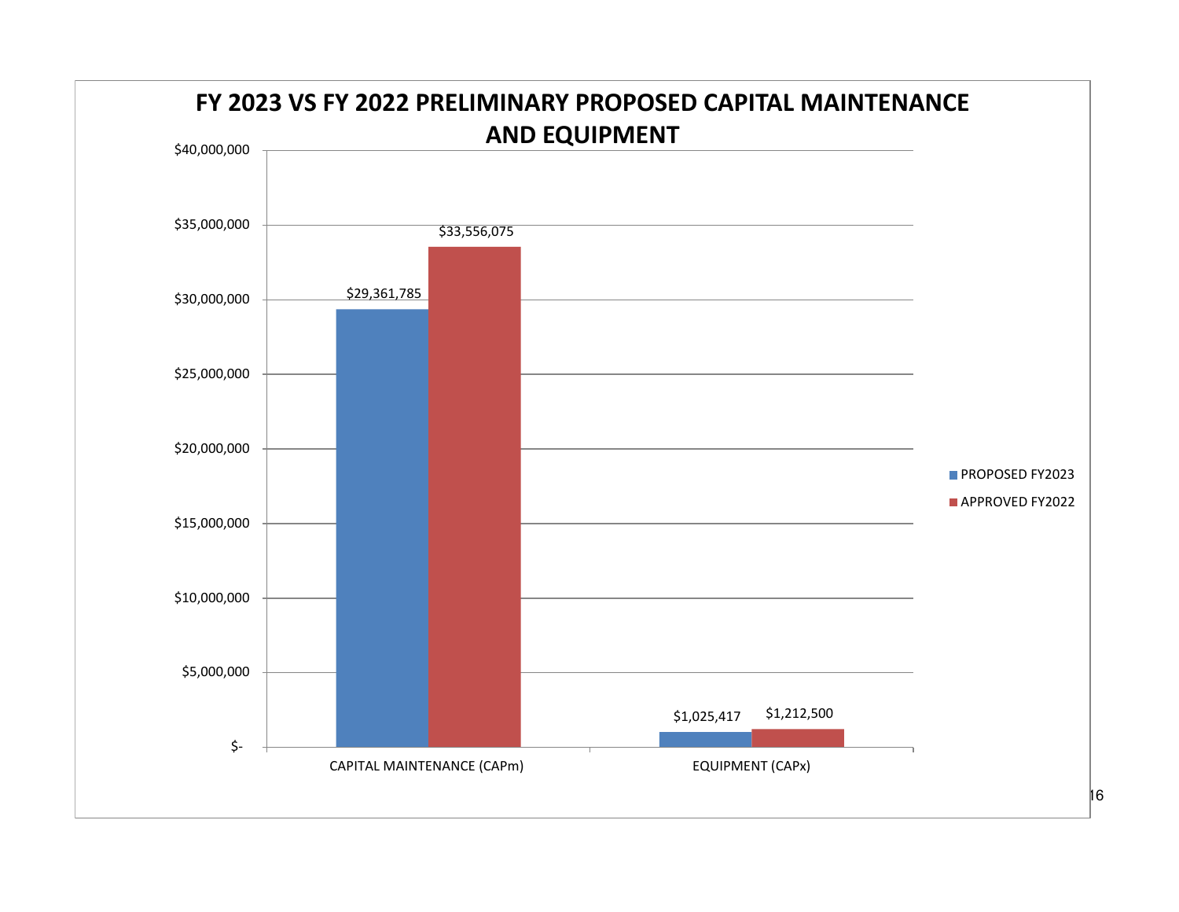# FY 2023 VS FY 2022 PRELIMINARY PROPOSED CAPITAL MAINTENANCE AND EQUIPMENT

| | PROPOSED FY2023 | APPROVED FY2022 |
|---|---|---|
| CAPITAL MAINTENANCE (CAPm) | $29,361,785 | $33,556,075 |
| EQUIPMENT (CAPx) | $1,025,417 | $1,212,500 |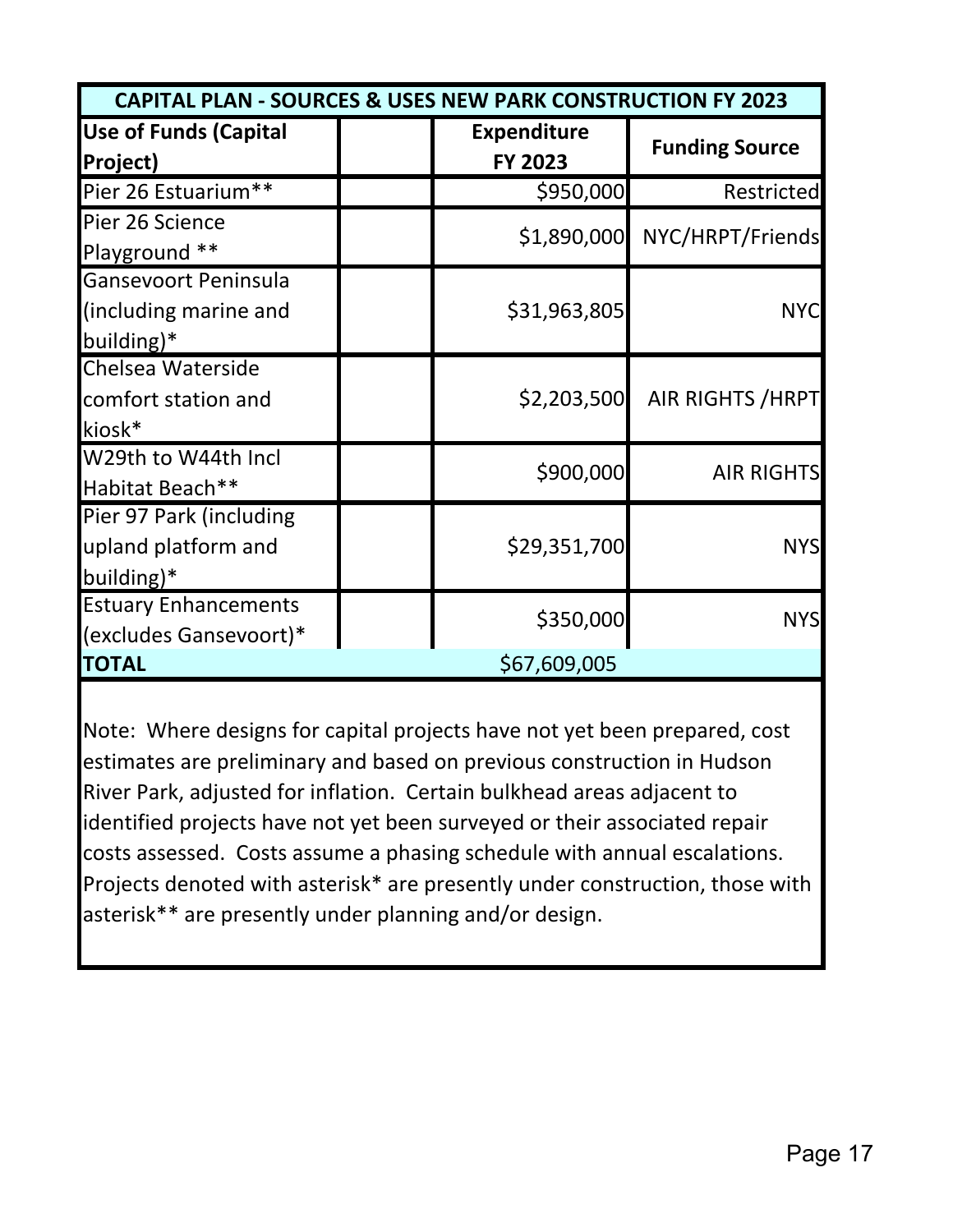| CAPITAL PLAN - SOURCES & USES NEW PARK CONSTRUCTION FY 2023 | | | |
|---|---|---|---|
| **Use of Funds (Capital Project)** | | **Expenditure FY 2023** | **Funding Source** |
| Pier 26 Estuarium** | | $950,000 | Restricted |
| Pier 26 Science Playground ** | | $1,890,000 | NYC/HRPT/Friends |
| Gansevoort Peninsula (including marine and building)* | | $31,963,805 | NYC |
| Chelsea Waterside comfort station and kiosk* | | $2,203,500 | AIR RIGHTS /HRPT |
| W29th to W44th Incl Habitat Beach** | | $900,000 | AIR RIGHTS |
| Pier 97 Park (including upland platform and building)* | | $29,351,700 | NYS |
| Estuary Enhancements (excludes Gansevoort)* | | $350,000 | NYS |
| **TOTAL** | | $67,609,005 | |

Note: Where designs for capital projects have not yet been prepared, cost estimates are preliminary and based on previous construction in Hudson River Park, adjusted for inflation. Certain bulkhead areas adjacent to identified projects have not yet been surveyed or their associated repair costs assessed. Costs assume a phasing schedule with annual escalations. Projects denoted with asterisk* are presently under construction, those with asterisk** are presently under planning and/or design.